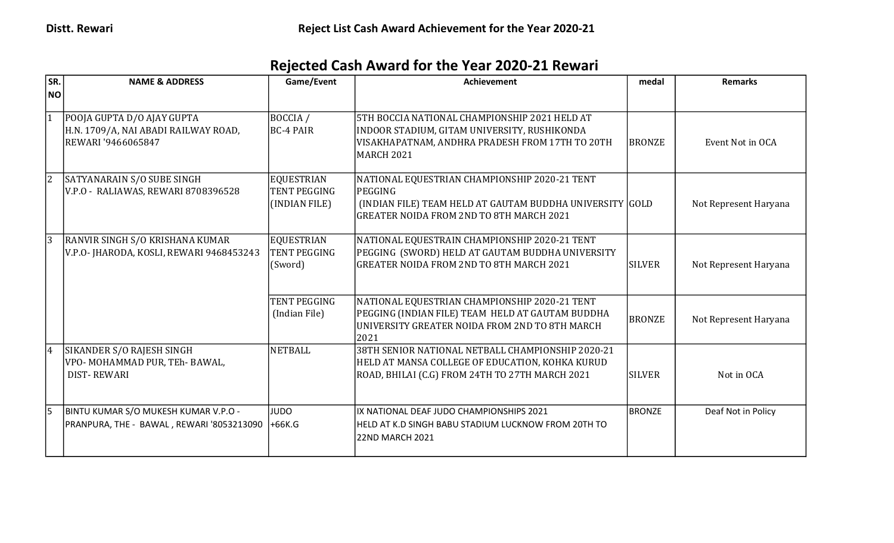**Distt. Rewari** **Reject List Cash Award Achievement for the Year 2020-21**

# Rejected Cash Award for the Year 2020-21 Rewari

| SR. NO | NAME & ADDRESS | Game/Event | Achievement | medal | Remarks |
|---|---|---|---|---|---|
| 1 | POOJA GUPTA D/O AJAY GUPTA H.N. 1709/A, NAI ABADI RAILWAY ROAD, REWARI '9466065847 | BOCCIA / BC-4 PAIR | 5TH BOCCIA NATIONAL CHAMPIONSHIP 2021 HELD AT INDOOR STADIUM, GITAM UNIVERSITY, RUSHIKONDA VISAKHAPATNAM, ANDHRA PRADESH FROM 17TH TO 20TH MARCH 2021 | BRONZE | Event Not in OCA |
| 2 | SATYANARAIN S/O SUBE SINGH V.P.O - RALIAWAS, REWARI 8708396528 | EQUESTRIAN TENT PEGGING (INDIAN FILE) | NATIONAL EQUESTRIAN CHAMPIONSHIP 2020-21 TENT PEGGING (INDIAN FILE) TEAM HELD AT GAUTAM BUDDHA UNIVERSITY GREATER NOIDA FROM 2ND TO 8TH MARCH 2021 | GOLD | Not Represent Haryana |
| 3 | RANVIR SINGH S/O KRISHANA KUMAR V.P.O- JHARODA, KOSLI, REWARI 9468453243 | EQUESTRIAN TENT PEGGING (Sword) | NATIONAL EQUESTRAIN CHAMPIONSHIP 2020-21 TENT PEGGING (SWORD) HELD AT GAUTAM BUDDHA UNIVERSITY GREATER NOIDA FROM 2ND TO 8TH MARCH 2021 | SILVER | Not Represent Haryana |
| | | TENT PEGGING (Indian File) | NATIONAL EQUESTRIAN CHAMPIONSHIP 2020-21 TENT PEGGING (INDIAN FILE) TEAM HELD AT GAUTAM BUDDHA UNIVERSITY GREATER NOIDA FROM 2ND TO 8TH MARCH 2021 | BRONZE | Not Represent Haryana |
| 4 | SIKANDER S/O RAJESH SINGH VPO- MOHAMMAD PUR, TEh- BAWAL, DIST- REWARI | NETBALL | 38TH SENIOR NATIONAL NETBALL CHAMPIONSHIP 2020-21 HELD AT MANSA COLLEGE OF EDUCATION, KOHKA KURUD ROAD, BHILAI (C.G) FROM 24TH TO 27TH MARCH 2021 | SILVER | Not in OCA |
| 5 | BINTU KUMAR S/O MUKESH KUMAR V.P.O - PRANPURA, THE - BAWAL , REWARI '8053213090 | JUDO +66K.G | IX NATIONAL DEAF JUDO CHAMPIONSHIPS 2021 HELD AT K.D SINGH BABU STADIUM LUCKNOW FROM 20TH TO 22ND MARCH 2021 | BRONZE | Deaf Not in Policy |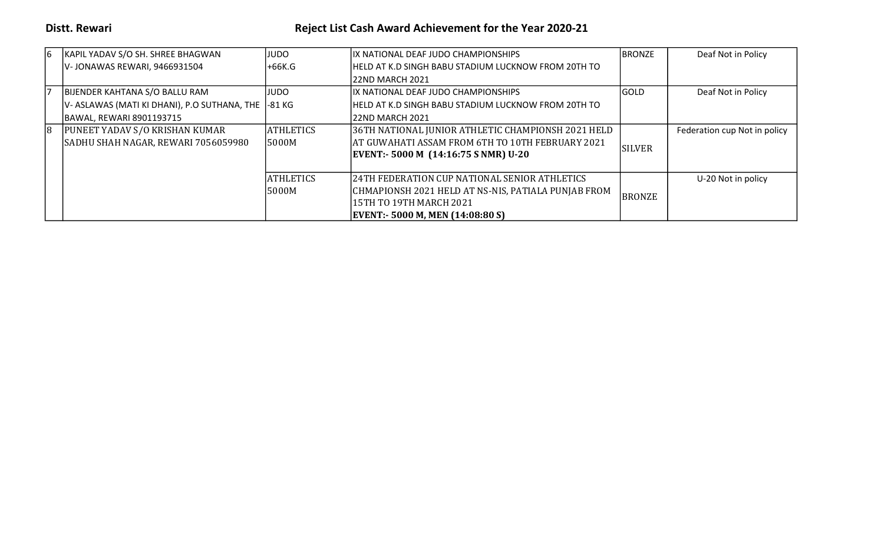**Distt. Rewari** **Reject List Cash Award Achievement for the Year 2020-21**

| | | | | | |
|---|---|---|---|---|---|
| 6 | KAPIL YADAV S/O SH. SHREE BHAGWAN V- JONAWAS REWARI, 9466931504 | JUDO +66K.G | IX NATIONAL DEAF JUDO CHAMPIONSHIPS HELD AT K.D SINGH BABU STADIUM LUCKNOW FROM 20TH TO 22ND MARCH 2021 | BRONZE | Deaf Not in Policy |
| 7 | BIJENDER KAHTANA S/O BALLU RAM V- ASLAWAS (MATI KI DHANI), P.O SUTHANA, THE BAWAL, REWARI 8901193715 | JUDO -81 KG | IX NATIONAL DEAF JUDO CHAMPIONSHIPS HELD AT K.D SINGH BABU STADIUM LUCKNOW FROM 20TH TO 22ND MARCH 2021 | GOLD | Deaf Not in Policy |
| 8 | PUNEET YADAV S/O KRISHAN KUMAR SADHU SHAH NAGAR, REWARI 7056059980 | ATHLETICS 5000M | 36TH NATIONAL JUNIOR ATHLETIC CHAMPIONSH 2021 HELD AT GUWAHATI ASSAM FROM 6TH TO 10TH FEBRUARY 2021 **EVENT:- 5000 M (14:16:75 S NMR) U-20** | SILVER | Federation cup Not in policy |
| | | ATHLETICS 5000M | 24TH FEDERATION CUP NATIONAL SENIOR ATHLETICS CHMAPIONSH 2021 HELD AT NS-NIS, PATIALA PUNJAB FROM 15TH TO 19TH MARCH 2021 **EVENT:- 5000 M, MEN (14:08:80 S)** | BRONZE | U-20 Not in policy |